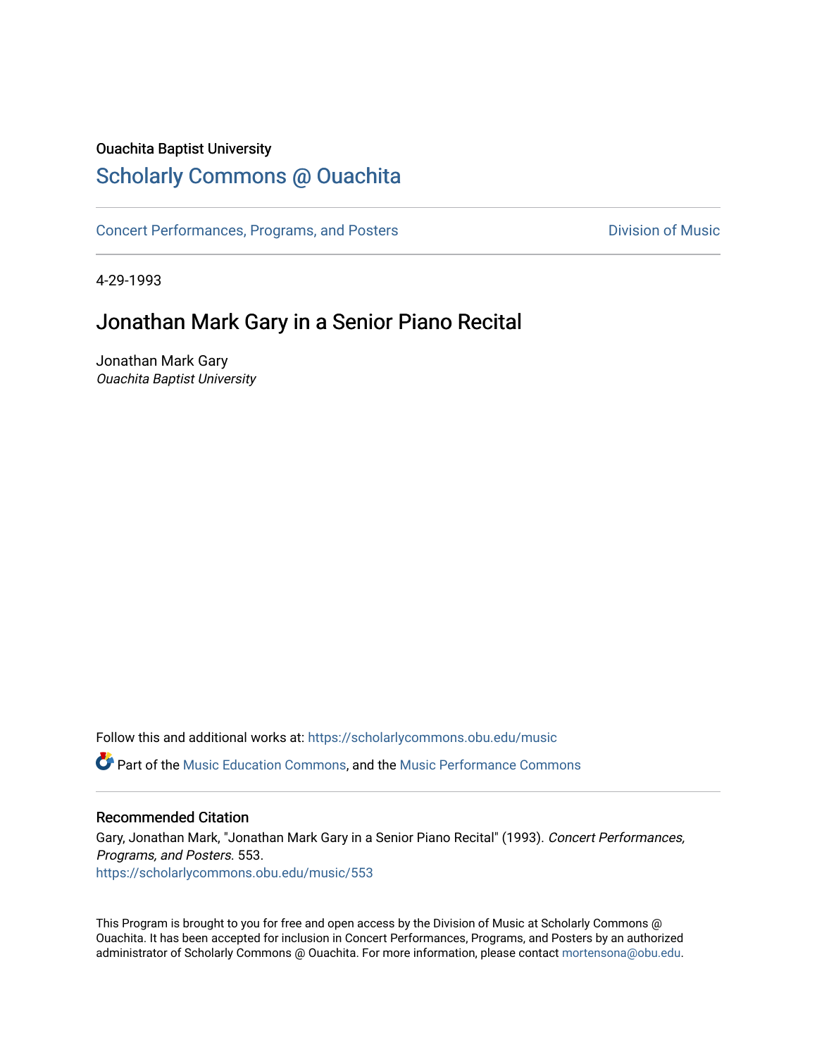Ouachita Baptist University

## Scholarly Commons @ Ouachita

Concert Performances, Programs, and Posters | Division of Music

4-29-1993

# Jonathan Mark Gary in a Senior Piano Recital

Jonathan Mark Gary
*Ouachita Baptist University*

Follow this and additional works at: https://scholarlycommons.obu.edu/music

Part of the Music Education Commons, and the Music Performance Commons

### Recommended Citation

Gary, Jonathan Mark, "Jonathan Mark Gary in a Senior Piano Recital" (1993). *Concert Performances, Programs, and Posters*. 553.
https://scholarlycommons.obu.edu/music/553

This Program is brought to you for free and open access by the Division of Music at Scholarly Commons @ Ouachita. It has been accepted for inclusion in Concert Performances, Programs, and Posters by an authorized administrator of Scholarly Commons @ Ouachita. For more information, please contact mortensona@obu.edu.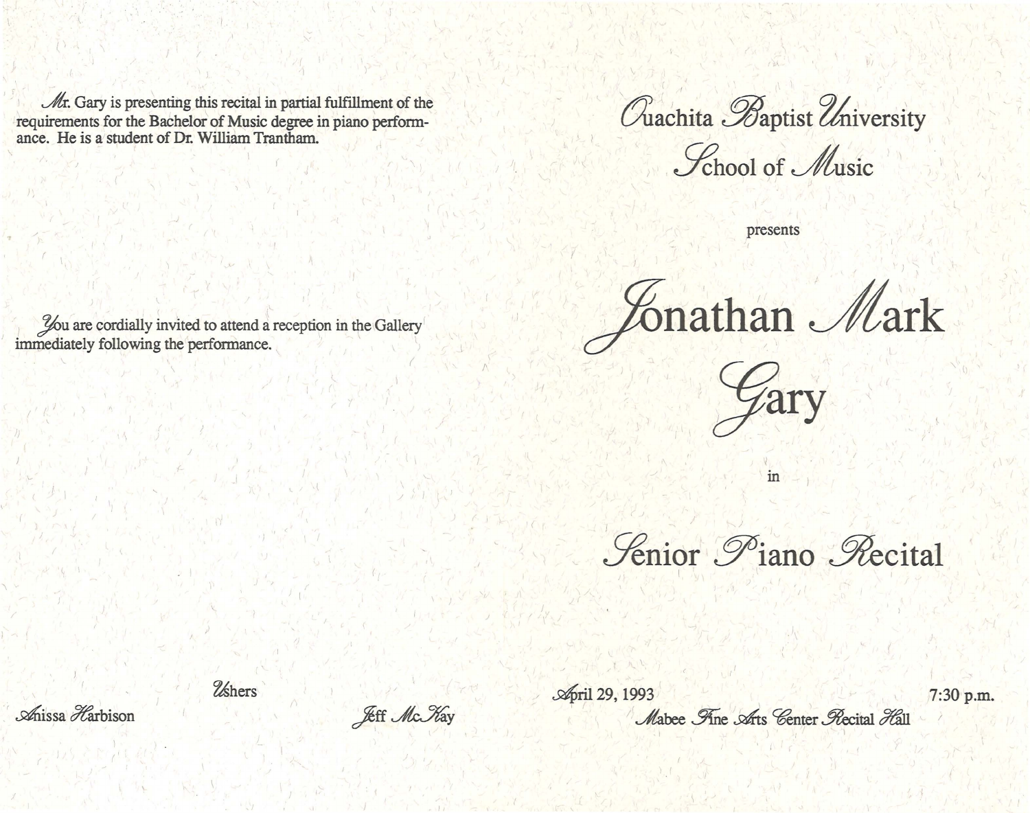Mr. Gary is presenting this recital in partial fulfillment of the requirements for the Bachelor of Music degree in piano performance. He is a student of Dr. William Trantham.

You are cordially invited to attend a reception in the Gallery immediately following the performance.

Ushers

Anissa Harbison — Jeff McKay

# Ouachita Baptist University
## School of Music

presents

# Jonathan Mark Gary

in

## Senior Piano Recital

April 29, 1993 — 7:30 p.m.

Mabee Fine Arts Center Recital Hall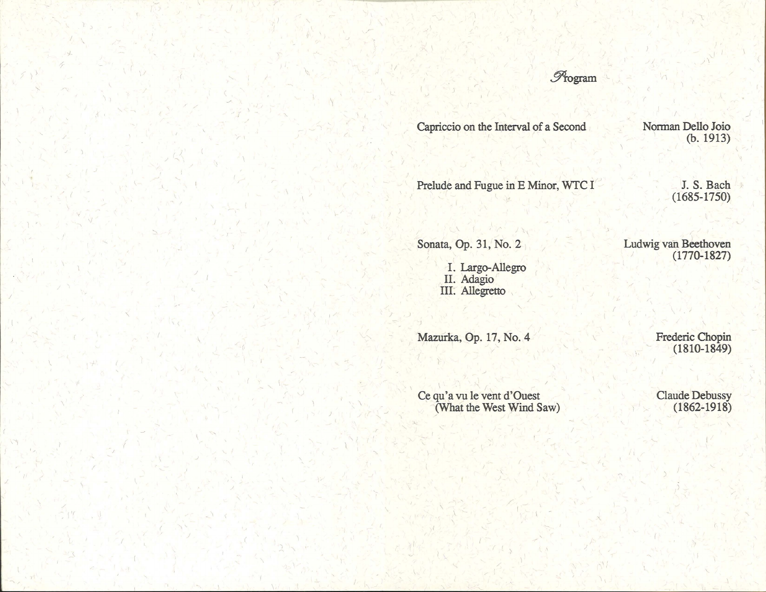# Program

| | |
|---|---|
| Capriccio on the Interval of a Second | Norman Dello Joio (b. 1913) |
| Prelude and Fugue in E Minor, WTC I | J. S. Bach (1685-1750) |
| Sonata, Op. 31, No. 2<br>I. Largo-Allegro<br>II. Adagio<br>III. Allegretto | Ludwig van Beethoven (1770-1827) |
| Mazurka, Op. 17, No. 4 | Frederic Chopin (1810-1849) |
| Ce qu'a vu le vent d'Ouest (What the West Wind Saw) | Claude Debussy (1862-1918) |